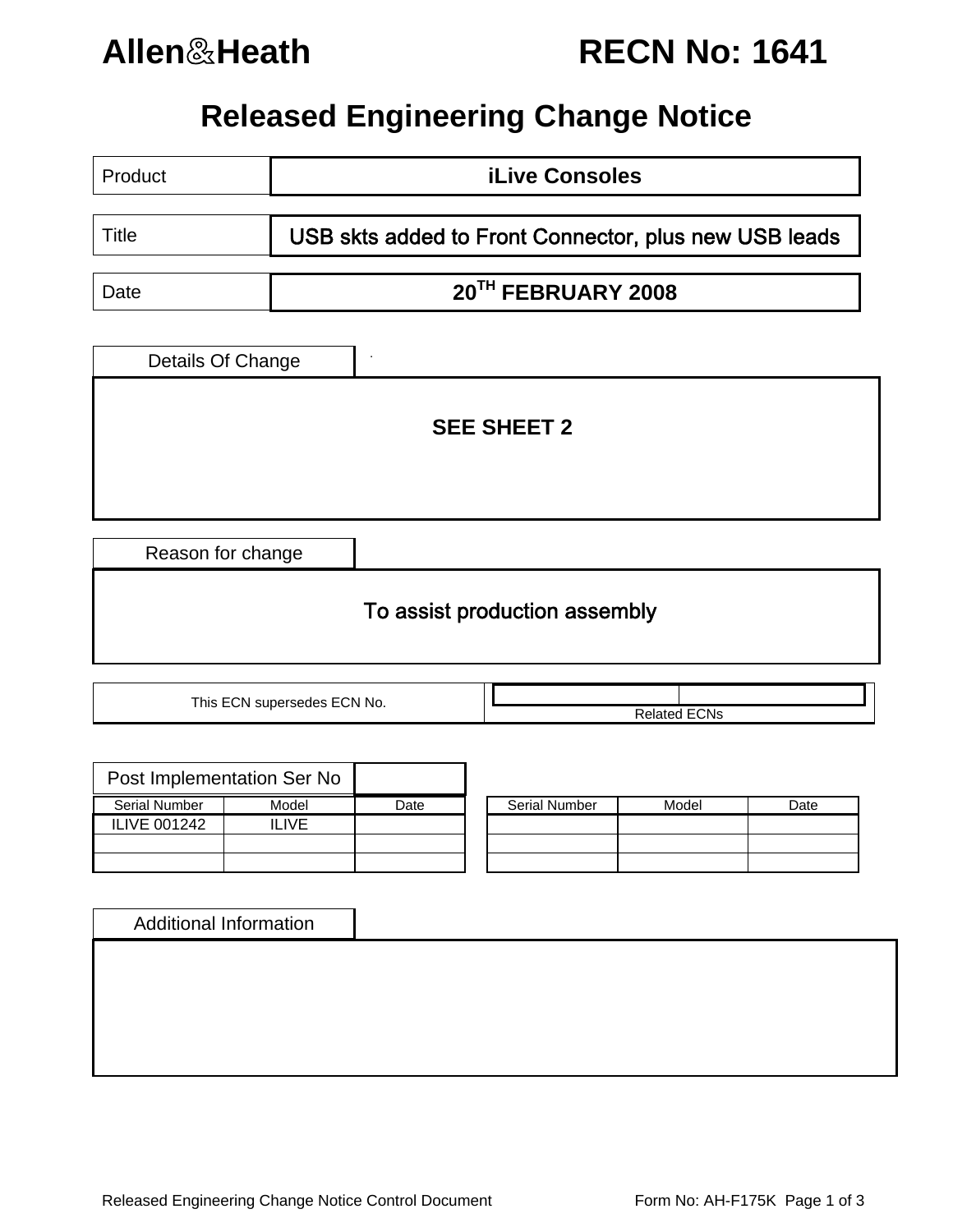**Allen&Heath** **RECN No: 1641**

# Released Engineering Change Notice

| Product | iLive Consoles |
|---|---|
| Title | USB skts added to Front Connector, plus new USB leads |
| Date | 20TH FEBRUARY 2008 |

**Details Of Change**

**SEE SHEET 2**

**Reason for change**

To assist production assembly

| This ECN supersedes ECN No. | | Related ECNs |
|---|---|---|

**Post Implementation Ser No**

| Serial Number | Model | Date | Serial Number | Model | Date |
|---|---|---|---|---|---|
| ILIVE 001242 | ILIVE | | | | |
| | | | | | |
| | | | | | |

**Additional Information**

Released Engineering Change Notice Control Document — Form No: AH-F175K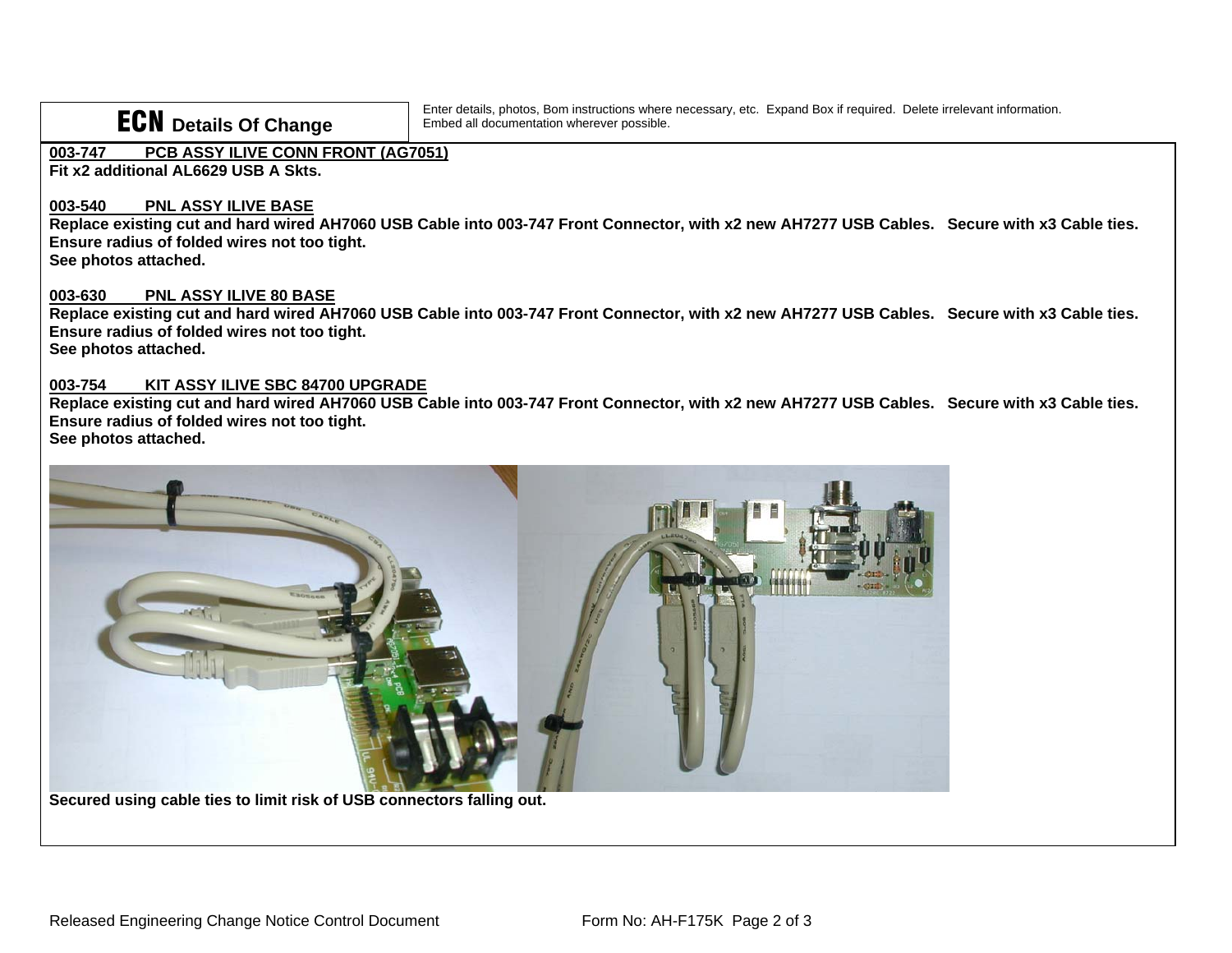**ECN Details Of Change**

Enter details, photos, Bom instructions where necessary, etc. Expand Box if required. Delete irrelevant information. Embed all documentation wherever possible.

**003-747 PCB ASSY ILIVE CONN FRONT (AG7051)**
**Fit x2 additional AL6629 USB A Skts.**

**003-540 PNL ASSY ILIVE BASE**
**Replace existing cut and hard wired AH7060 USB Cable into 003-747 Front Connector, with x2 new AH7277 USB Cables. Secure with x3 Cable ties.**
**Ensure radius of folded wires not too tight.**
**See photos attached.**

**003-630 PNL ASSY ILIVE 80 BASE**
**Replace existing cut and hard wired AH7060 USB Cable into 003-747 Front Connector, with x2 new AH7277 USB Cables. Secure with x3 Cable ties.**
**Ensure radius of folded wires not too tight.**
**See photos attached.**

**003-754 KIT ASSY ILIVE SBC 84700 UPGRADE**
**Replace existing cut and hard wired AH7060 USB Cable into 003-747 Front Connector, with x2 new AH7277 USB Cables. Secure with x3 Cable ties.**
**Ensure radius of folded wires not too tight.**
**See photos attached.**

**Secured using cable ties to limit risk of USB connectors falling out.**

Released Engineering Change Notice Control Document Form No: AH-F175K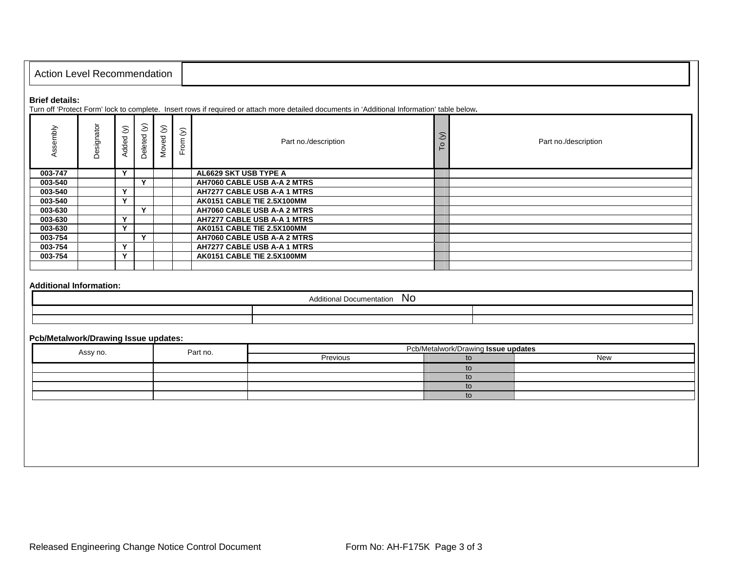| Action Level Recommendation | |
|---|---|

**Brief details:**
Turn off ‘Protect Form’ lock to complete. Insert rows if required or attach more detailed documents in ‘Additional Information’ table below.

| Assembly | Designator | Added (y) | Deleted (y) | Moved (y) | From (y) | Part no./description | To (y) | Part no./description |
|---|---|---|---|---|---|---|---|---|
| 003-747 | | Y | | | | AL6629 SKT USB TYPE A | | |
| 003-540 | | | Y | | | AH7060 CABLE USB A-A 2 MTRS | | |
| 003-540 | | Y | | | | AH7277 CABLE USB A-A 1 MTRS | | |
| 003-540 | | Y | | | | AK0151 CABLE TIE 2.5X100MM | | |
| 003-630 | | | Y | | | AH7060 CABLE USB A-A 2 MTRS | | |
| 003-630 | | Y | | | | AH7277 CABLE USB A-A 1 MTRS | | |
| 003-630 | | Y | | | | AK0151 CABLE TIE 2.5X100MM | | |
| 003-754 | | | Y | | | AH7060 CABLE USB A-A 2 MTRS | | |
| 003-754 | | Y | | | | AH7277 CABLE USB A-A 1 MTRS | | |
| 003-754 | | Y | | | | AK0151 CABLE TIE 2.5X100MM | | |
| | | | | | | | | |

**Additional Information:**

| Additional Documentation No | | |
|---|---|---|
| | | |
| | | |

**Pcb/Metalwork/Drawing Issue updates:**

| Assy no. | Part no. | Pcb/Metalwork/Drawing **Issue updates** | | |
|---|---|---|---|---|
| | | Previous | to | New |
| | | | to | |
| | | | to | |
| | | | to | |
| | | | to | |

Released Engineering Change Notice Control Document Form No: AH-F175K